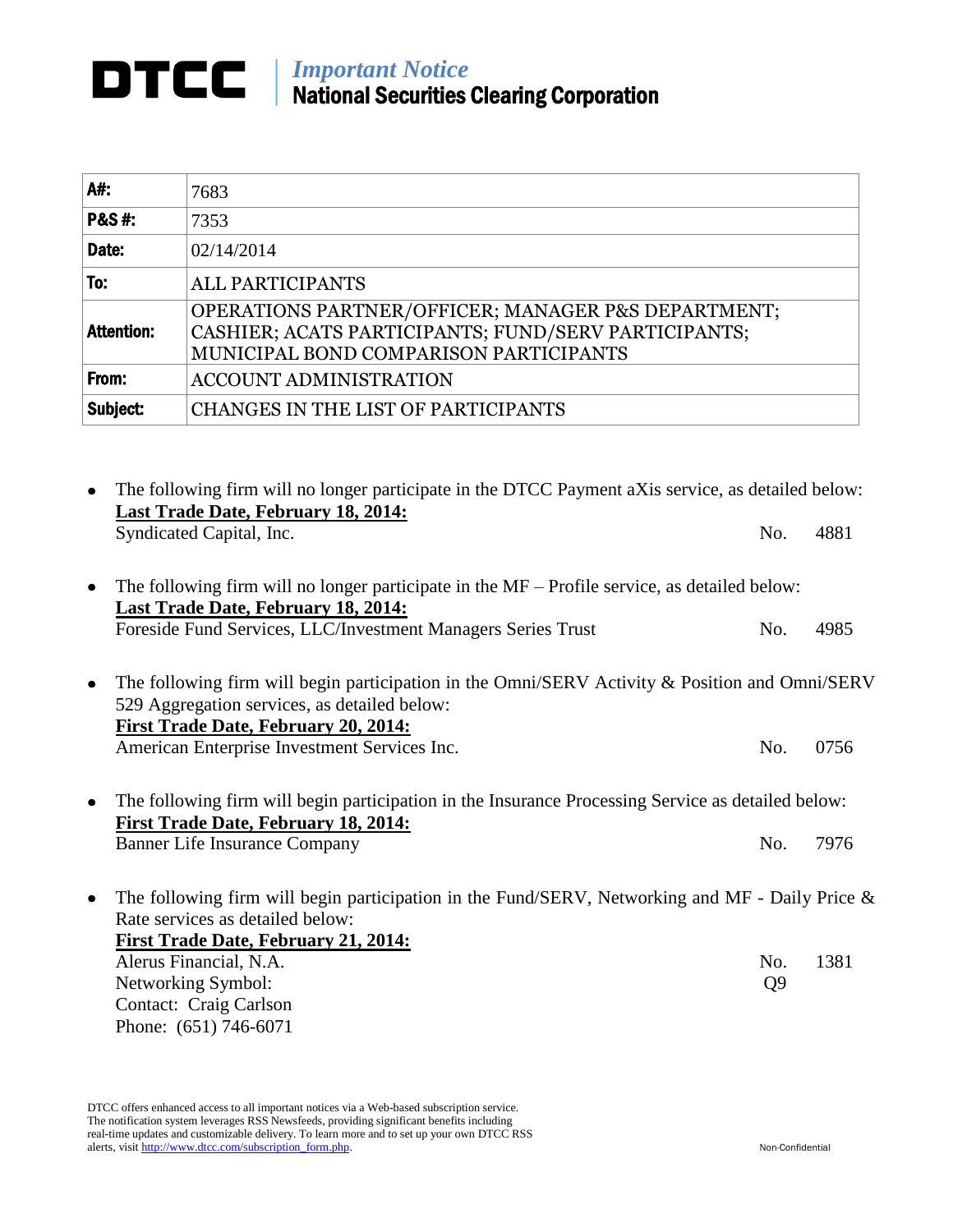# DTCC | *Important Notice*
## National Securities Clearing Corporation

| | |
|---|---|
| **A#:** | 7683 |
| **P&S #:** | 7353 |
| **Date:** | 02/14/2014 |
| **To:** | ALL PARTICIPANTS |
| **Attention:** | OPERATIONS PARTNER/OFFICER; MANAGER P&S DEPARTMENT; CASHIER; ACATS PARTICIPANTS; FUND/SERV PARTICIPANTS; MUNICIPAL BOND COMPARISON PARTICIPANTS |
| **From:** | ACCOUNT ADMINISTRATION |
| **Subject:** | CHANGES IN THE LIST OF PARTICIPANTS |

- The following firm will no longer participate in the DTCC Payment aXis service, as detailed below:
  **Last Trade Date, February 18, 2014:**
  Syndicated Capital, Inc. — No. 4881

- The following firm will no longer participate in the MF – Profile service, as detailed below:
  **Last Trade Date, February 18, 2014:**
  Foreside Fund Services, LLC/Investment Managers Series Trust — No. 4985

- The following firm will begin participation in the Omni/SERV Activity & Position and Omni/SERV 529 Aggregation services, as detailed below:
  **First Trade Date, February 20, 2014:**
  American Enterprise Investment Services Inc. — No. 0756

- The following firm will begin participation in the Insurance Processing Service as detailed below:
  **First Trade Date, February 18, 2014:**
  Banner Life Insurance Company — No. 7976

- The following firm will begin participation in the Fund/SERV, Networking and MF - Daily Price & Rate services as detailed below:
  **First Trade Date, February 21, 2014:**
  Alerus Financial, N.A. — No. 1381
  Networking Symbol: Q9
  Contact: Craig Carlson
  Phone: (651) 746-6071

DTCC offers enhanced access to all important notices via a Web-based subscription service. The notification system leverages RSS Newsfeeds, providing significant benefits including real-time updates and customizable delivery. To learn more and to set up your own DTCC RSS alerts, visit http://www.dtcc.com/subscription_form.php.

Non-Confidential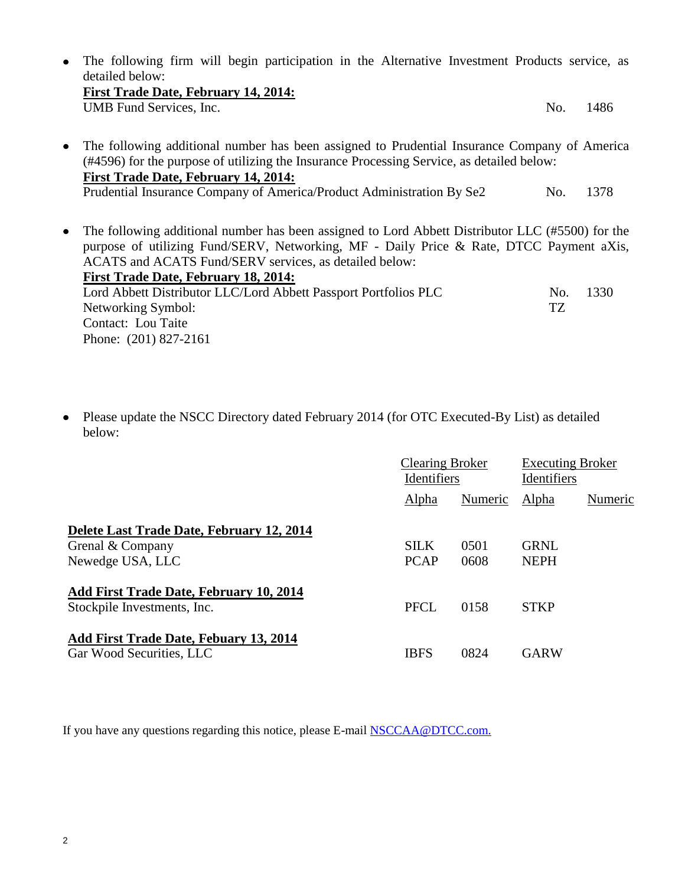- The following firm will begin participation in the Alternative Investment Products service, as detailed below:

  **First Trade Date, February 14, 2014:**

  UMB Fund Services, Inc. No. 1486

- The following additional number has been assigned to Prudential Insurance Company of America (#4596) for the purpose of utilizing the Insurance Processing Service, as detailed below:

  **First Trade Date, February 14, 2014:**

  Prudential Insurance Company of America/Product Administration By Se2 No. 1378

- The following additional number has been assigned to Lord Abbett Distributor LLC (#5500) for the purpose of utilizing Fund/SERV, Networking, MF - Daily Price & Rate, DTCC Payment aXis, ACATS and ACATS Fund/SERV services, as detailed below:

  **First Trade Date, February 18, 2014:**

  Lord Abbett Distributor LLC/Lord Abbett Passport Portfolios PLC No. 1330
  Networking Symbol: TZ
  Contact: Lou Taite
  Phone: (201) 827-2161

- Please update the NSCC Directory dated February 2014 (for OTC Executed-By List) as detailed below:

| | Clearing Broker Identifiers | | Executing Broker Identifiers | |
|---|---|---|---|---|
| | Alpha | Numeric | Alpha | Numeric |
| **Delete Last Trade Date, February 12, 2014** | | | | |
| Grenal & Company | SILK | 0501 | GRNL | |
| Newedge USA, LLC | PCAP | 0608 | NEPH | |
| **Add First Trade Date, February 10, 2014** | | | | |
| Stockpile Investments, Inc. | PFCL | 0158 | STKP | |
| **Add First Trade Date, Febuary 13, 2014** | | | | |
| Gar Wood Securities, LLC | IBFS | 0824 | GARW | |

If you have any questions regarding this notice, please E-mail NSCCAA@DTCC.com.